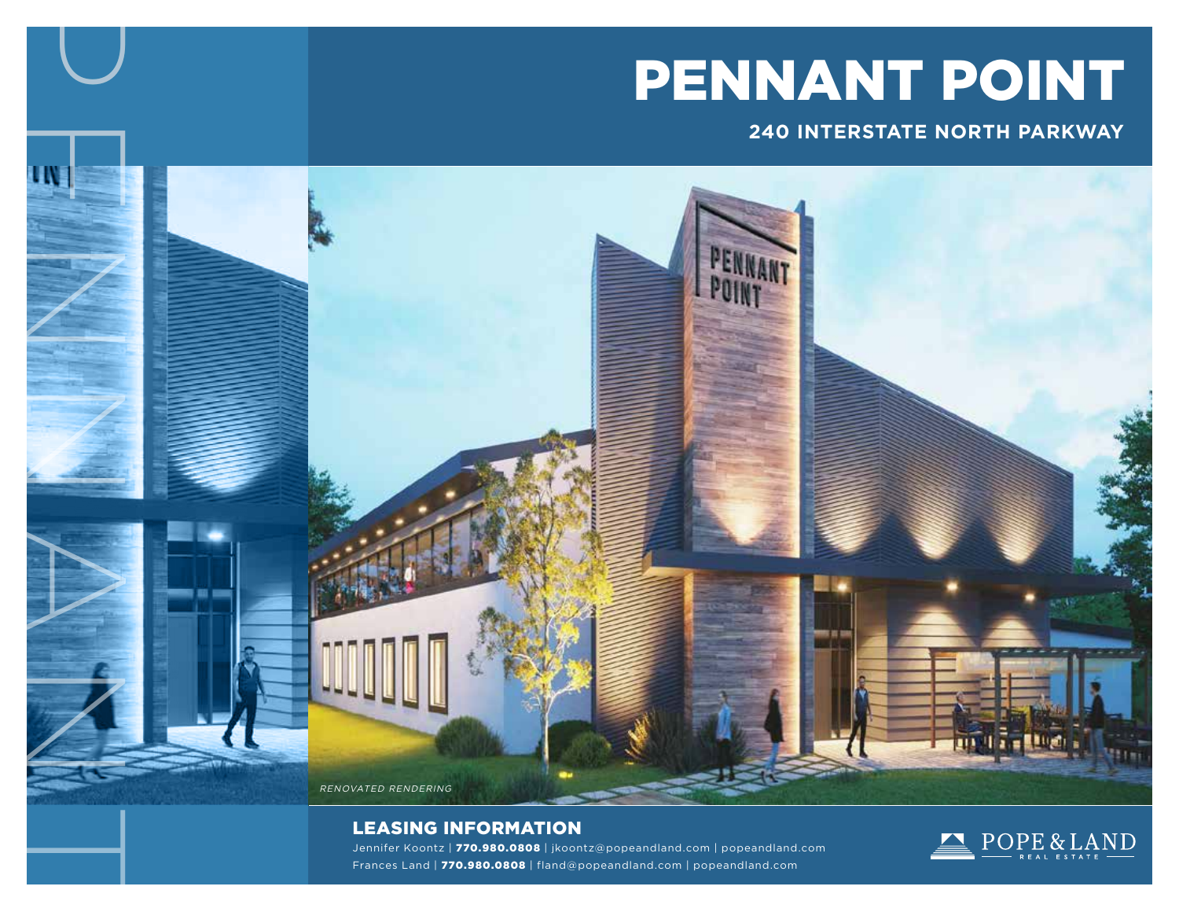# PENNANT POINT

**240 INTERSTATE NORTH PARKWAY**

*RENOVATED RENDERING*

## LEASING INFORMATION

Jennifer Koontz | **770.980.0808** | jkoontz@popeandland.com | popeandland.com
Frances Land | **770.980.0808** | fland@popeandland.com | popeandland.com

POPE & LAND REAL ESTATE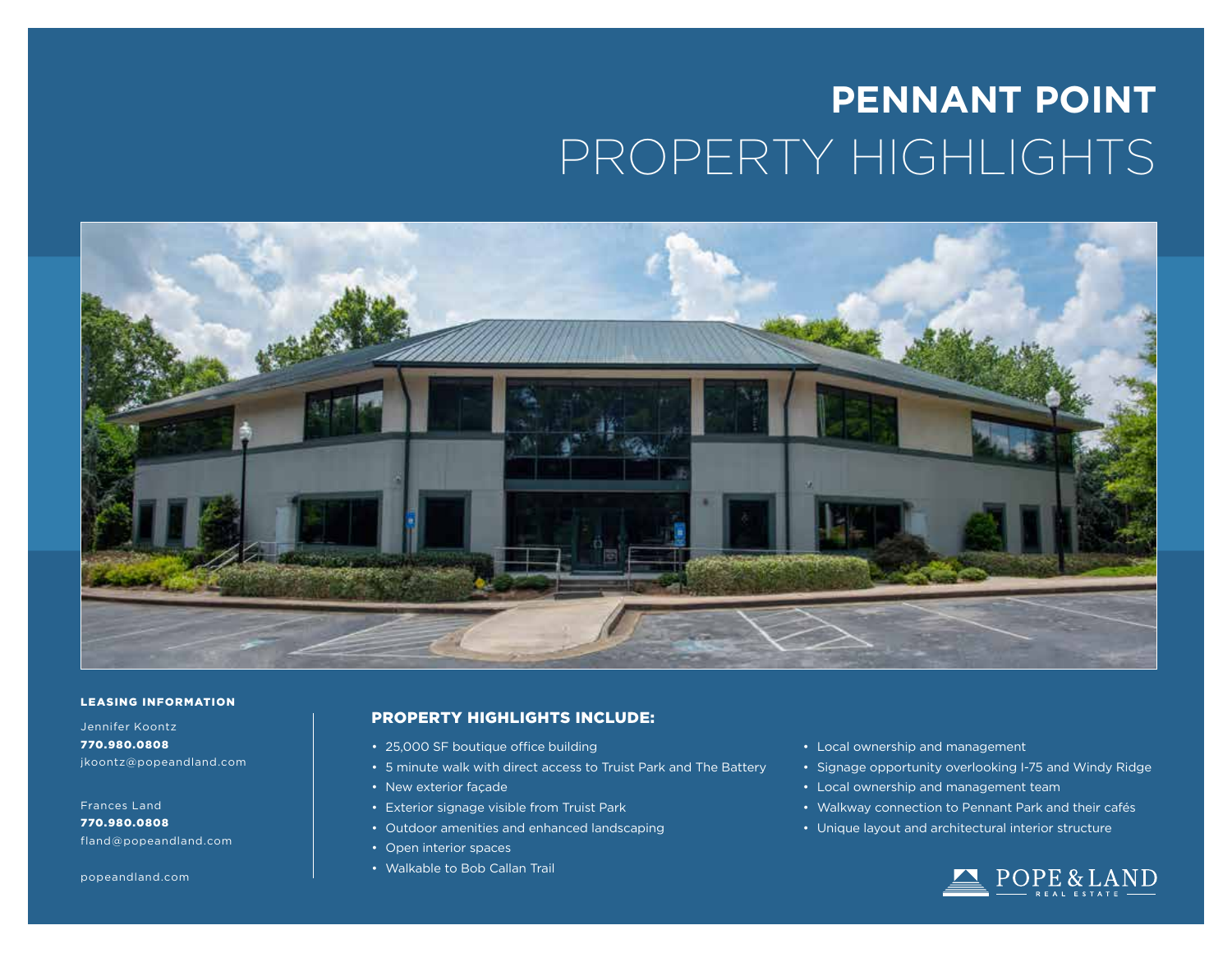# PENNANT POINT
## PROPERTY HIGHLIGHTS

**LEASING INFORMATION**

Jennifer Koontz
**770.980.0808**
jkoontz@popeandland.com

Frances Land
**770.980.0808**
fland@popeandland.com

popeandland.com

### PROPERTY HIGHLIGHTS INCLUDE:

- 25,000 SF boutique office building
- 5 minute walk with direct access to Truist Park and The Battery
- New exterior façade
- Exterior signage visible from Truist Park
- Outdoor amenities and enhanced landscaping
- Open interior spaces
- Walkable to Bob Callan Trail
- Local ownership and management
- Signage opportunity overlooking I-75 and Windy Ridge
- Local ownership and management team
- Walkway connection to Pennant Park and their cafés
- Unique layout and architectural interior structure

POPE & LAND
REAL ESTATE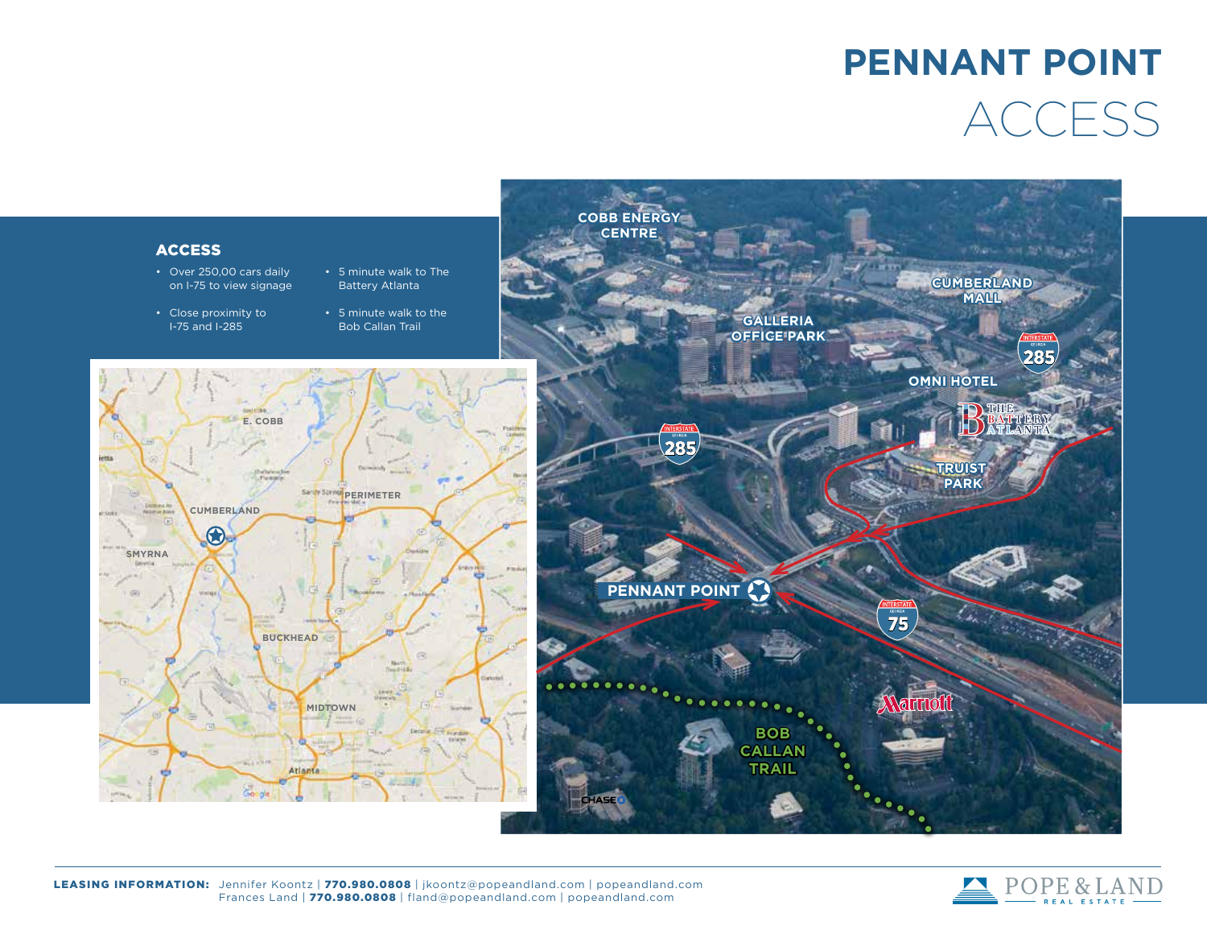# PENNANT POINT

## ACCESS

### ACCESS

- Over 250,00 cars daily on I-75 to view signage
- Close proximity to I-75 and I-285
- 5 minute walk to The Battery Atlanta
- 5 minute walk to the Bob Callan Trail

**LEASING INFORMATION:** Jennifer Koontz | **770.980.0808** | jkoontz@popeandland.com | popeandland.com
Frances Land | **770.980.0808** | fland@popeandland.com | popeandland.com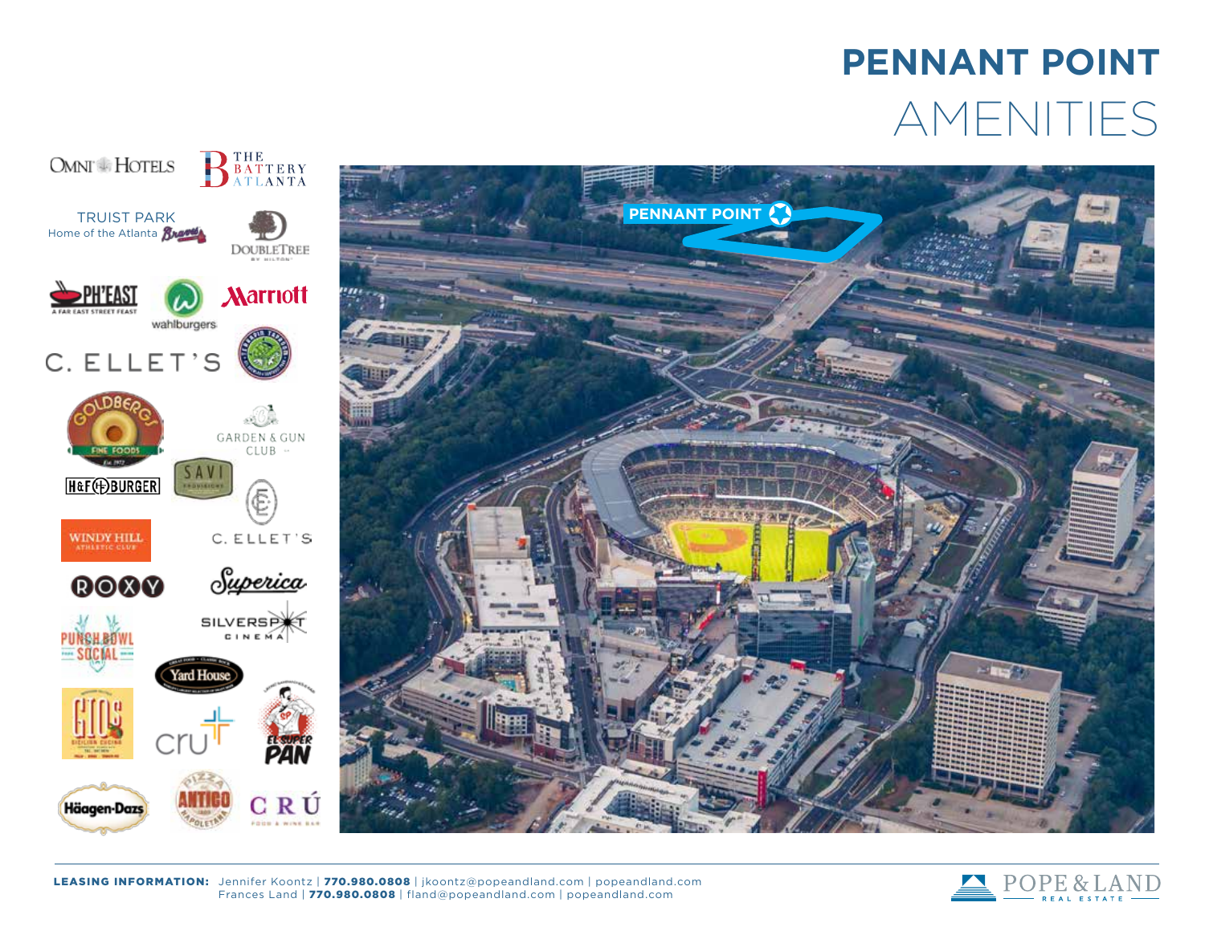# PENNANT POINT

## AMENITIES

- OMNI HOTELS
- THE BATTERY ATLANTA
- TRUIST PARK Home of the Atlanta Braves
- DOUBLETREE BY HILTON
- PH'EAST A FAR EAST STREET FEAST
- wahlburgers
- Marriott
- C. ELLET'S
- Terrapin Taproom
- GOLDBERG'S FINE FOODS
- GARDEN & GUN CLUB
- H&F BURGER
- SAVI PROVISIONS
- WINDY HILL ATHLETIC CLUB
- C. ELLET'S
- ROXY
- Superica
- SILVERSPOT CINEMA
- PUNCH BOWL SOCIAL
- Yard House
- GIO'S SICILIAN CUCINA
- cru
- EL SUPER PAN
- Häagen-Dazs
- ANTICO PIZZA NAPOLETANA
- CRÚ FOOD & WINE BAR

PENNANT POINT

**LEASING INFORMATION:** Jennifer Koontz | **770.980.0808** | jkoontz@popeandland.com | popeandland.com
Frances Land | **770.980.0808** | fland@popeandland.com | popeandland.com

POPE & LAND REAL ESTATE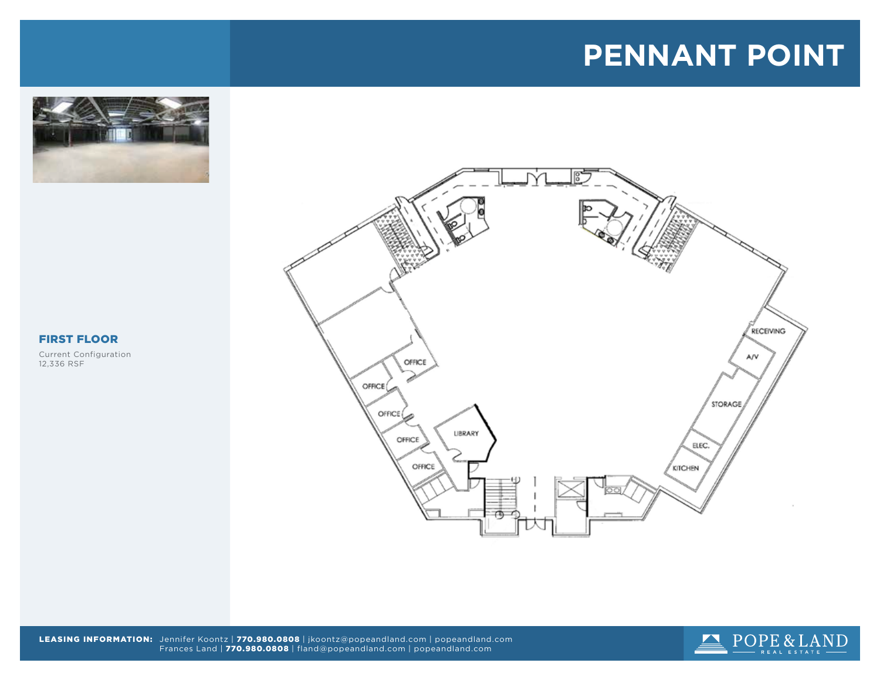# PENNANT POINT

### FIRST FLOOR

Current Configuration
12,336 RSF

RECEIVING

A/V

STORAGE

ELEC.

KITCHEN

OFFICE

OFFICE

OFFICE

OFFICE

OFFICE

LIBRARY

**LEASING INFORMATION:** Jennifer Koontz | **770.980.0808** | jkoontz@popeandland.com | popeandland.com
Frances Land | **770.980.0808** | fland@popeandland.com | popeandland.com

POPE & LAND
REAL ESTATE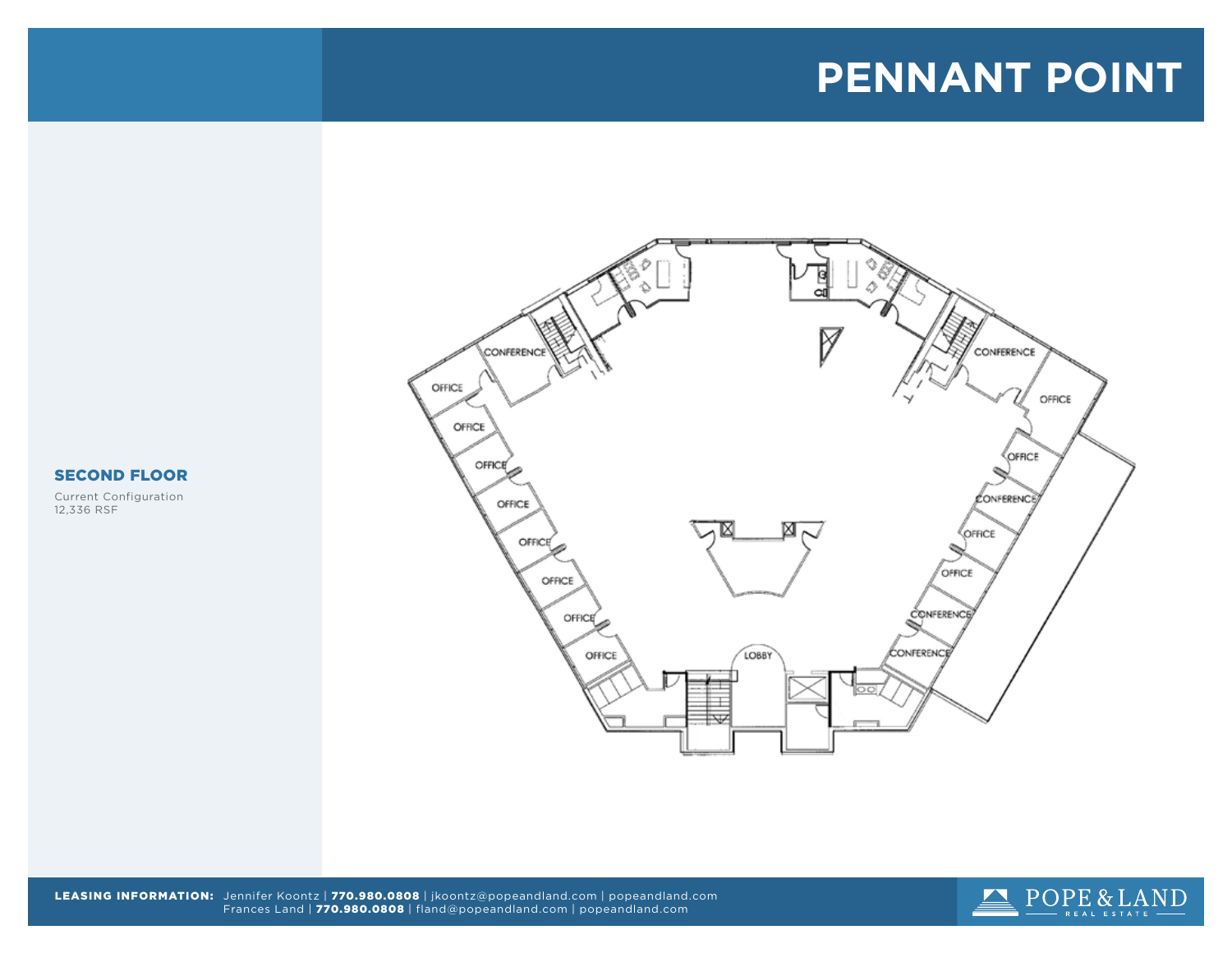# PENNANT POINT

## SECOND FLOOR

Current Configuration
12,336 RSF

CONFERENCE
OFFICE
OFFICE
OFFICE
OFFICE
OFFICE
OFFICE
OFFICE
OFFICE
LOBBY
CONFERENCE
OFFICE
OFFICE
CONFERENCE
OFFICE
OFFICE
CONFERENCE
CONFERENCE

**LEASING INFORMATION:** Jennifer Koontz | **770.980.0808** | jkoontz@popeandland.com | popeandland.com
Frances Land | **770.980.0808** | fland@popeandland.com | popeandland.com

POPE & LAND REAL ESTATE